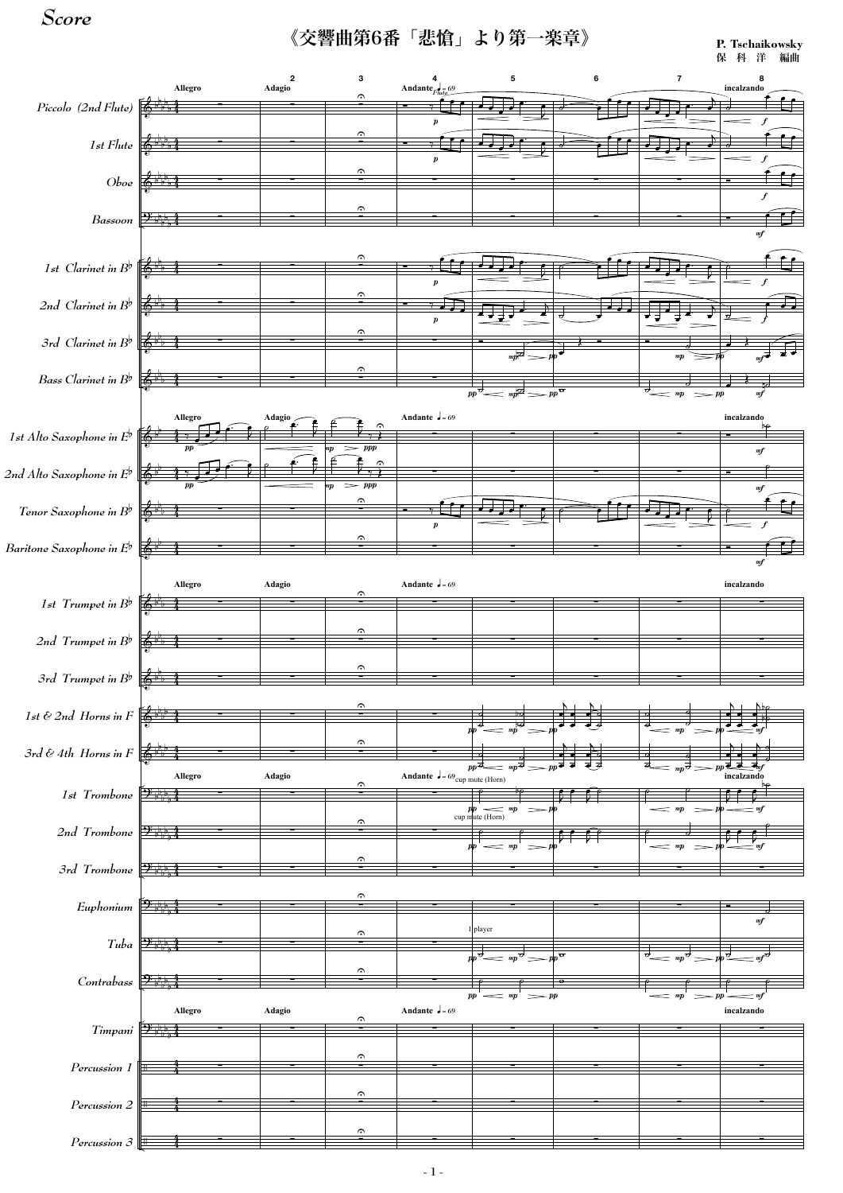Score

# 《交響曲第6番「悲愴」より第一楽章》

**P. Tschaikowsky**
**保 科 洋 編曲**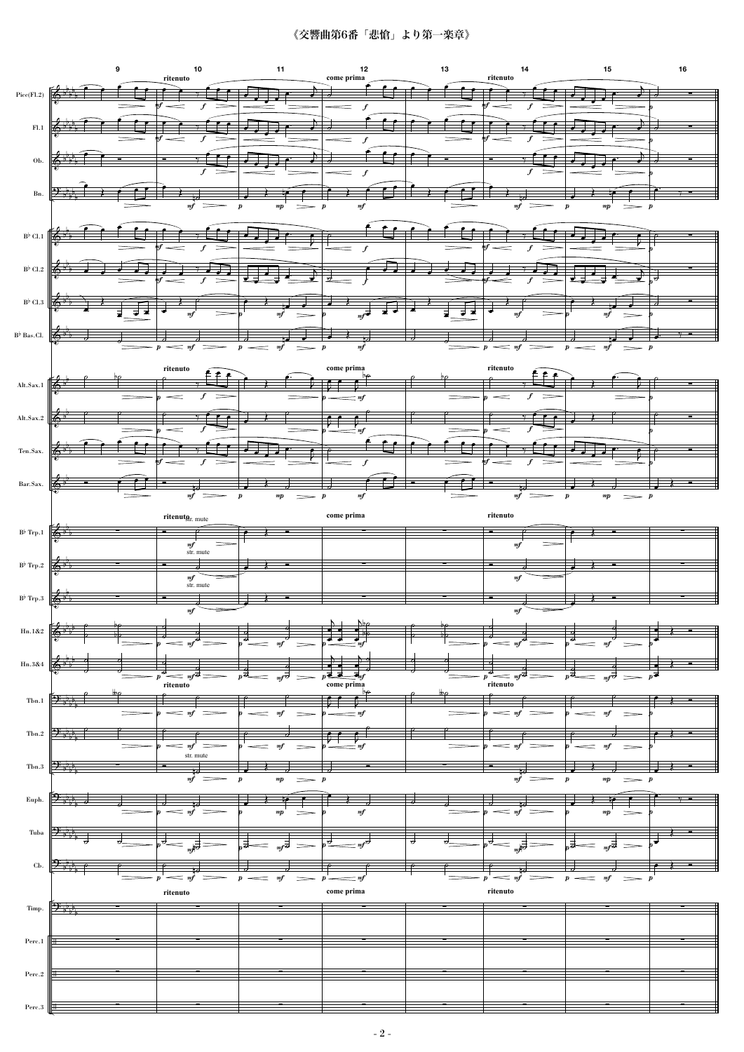《交響曲第6番「悲愴」より第一楽章》